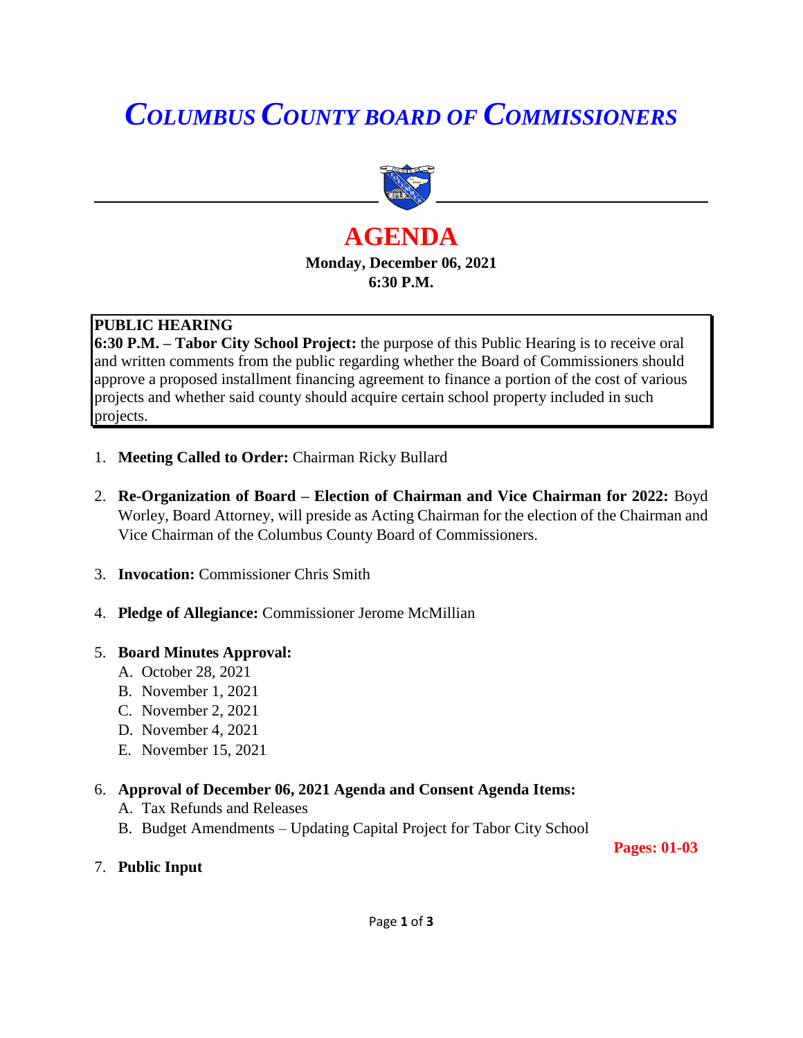# *COLUMBUS COUNTY BOARD OF COMMISSIONERS*

## AGENDA

**Monday, December 06, 2021**
**6:30 P.M.**

**PUBLIC HEARING**
**6:30 P.M. – Tabor City School Project:** the purpose of this Public Hearing is to receive oral and written comments from the public regarding whether the Board of Commissioners should approve a proposed installment financing agreement to finance a portion of the cost of various projects and whether said county should acquire certain school property included in such projects.

1. **Meeting Called to Order:** Chairman Ricky Bullard

2. **Re-Organization of Board – Election of Chairman and Vice Chairman for 2022:** Boyd Worley, Board Attorney, will preside as Acting Chairman for the election of the Chairman and Vice Chairman of the Columbus County Board of Commissioners.

3. **Invocation:** Commissioner Chris Smith

4. **Pledge of Allegiance:** Commissioner Jerome McMillian

5. **Board Minutes Approval:**
   A. October 28, 2021
   B. November 1, 2021
   C. November 2, 2021
   D. November 4, 2021
   E. November 15, 2021

6. **Approval of December 06, 2021 Agenda and Consent Agenda Items:**
   A. Tax Refunds and Releases
   B. Budget Amendments – Updating Capital Project for Tabor City School

   **Pages: 01-03**

7. **Public Input**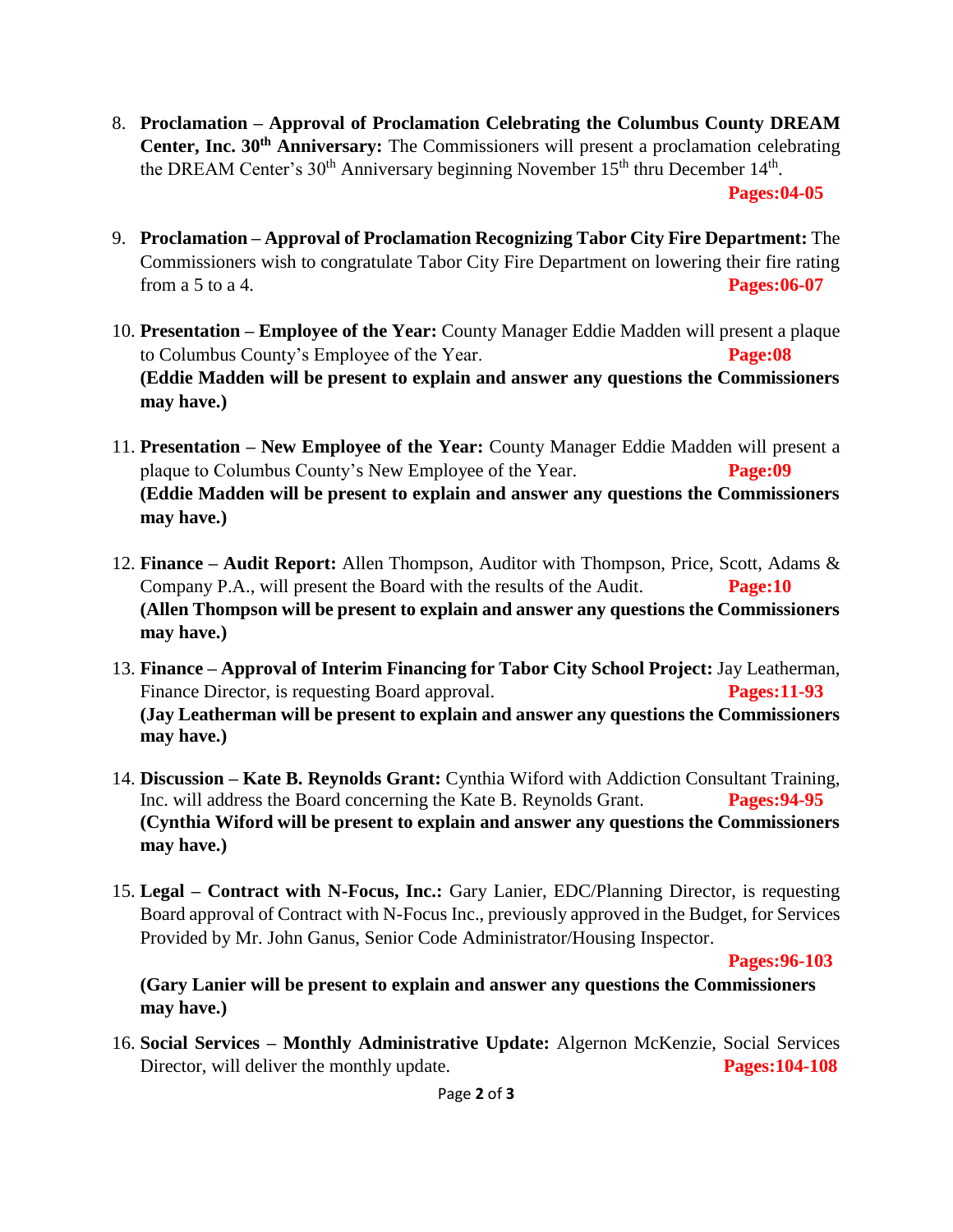8. **Proclamation – Approval of Proclamation Celebrating the Columbus County DREAM Center, Inc. 30th Anniversary:** The Commissioners will present a proclamation celebrating the DREAM Center's 30th Anniversary beginning November 15th thru December 14th. **Pages:04-05**

9. **Proclamation – Approval of Proclamation Recognizing Tabor City Fire Department:** The Commissioners wish to congratulate Tabor City Fire Department on lowering their fire rating from a 5 to a 4. **Pages:06-07**

10. **Presentation – Employee of the Year:** County Manager Eddie Madden will present a plaque to Columbus County's Employee of the Year. **Page:08**
    **(Eddie Madden will be present to explain and answer any questions the Commissioners may have.)**

11. **Presentation – New Employee of the Year:** County Manager Eddie Madden will present a plaque to Columbus County's New Employee of the Year. **Page:09**
    **(Eddie Madden will be present to explain and answer any questions the Commissioners may have.)**

12. **Finance – Audit Report:** Allen Thompson, Auditor with Thompson, Price, Scott, Adams & Company P.A., will present the Board with the results of the Audit. **Page:10**
    **(Allen Thompson will be present to explain and answer any questions the Commissioners may have.)**

13. **Finance – Approval of Interim Financing for Tabor City School Project:** Jay Leatherman, Finance Director, is requesting Board approval. **Pages:11-93**
    **(Jay Leatherman will be present to explain and answer any questions the Commissioners may have.)**

14. **Discussion – Kate B. Reynolds Grant:** Cynthia Wiford with Addiction Consultant Training, Inc. will address the Board concerning the Kate B. Reynolds Grant. **Pages:94-95**
    **(Cynthia Wiford will be present to explain and answer any questions the Commissioners may have.)**

15. **Legal – Contract with N-Focus, Inc.:** Gary Lanier, EDC/Planning Director, is requesting Board approval of Contract with N-Focus Inc., previously approved in the Budget, for Services Provided by Mr. John Ganus, Senior Code Administrator/Housing Inspector. **Pages:96-103**
    **(Gary Lanier will be present to explain and answer any questions the Commissioners may have.)**

16. **Social Services – Monthly Administrative Update:** Algernon McKenzie, Social Services Director, will deliver the monthly update. **Pages:104-108**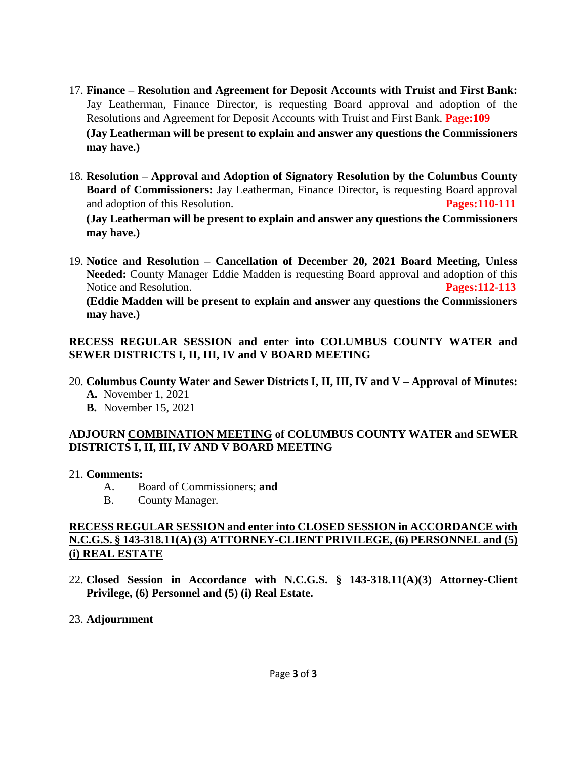17. **Finance – Resolution and Agreement for Deposit Accounts with Truist and First Bank:** Jay Leatherman, Finance Director, is requesting Board approval and adoption of the Resolutions and Agreement for Deposit Accounts with Truist and First Bank. **Page:109**
**(Jay Leatherman will be present to explain and answer any questions the Commissioners may have.)**

18. **Resolution – Approval and Adoption of Signatory Resolution by the Columbus County Board of Commissioners:** Jay Leatherman, Finance Director, is requesting Board approval and adoption of this Resolution. **Pages:110-111**
**(Jay Leatherman will be present to explain and answer any questions the Commissioners may have.)**

19. **Notice and Resolution – Cancellation of December 20, 2021 Board Meeting, Unless Needed:** County Manager Eddie Madden is requesting Board approval and adoption of this Notice and Resolution. **Pages:112-113**
**(Eddie Madden will be present to explain and answer any questions the Commissioners may have.)**

**RECESS REGULAR SESSION and enter into COLUMBUS COUNTY WATER and SEWER DISTRICTS I, II, III, IV and V BOARD MEETING**

20. **Columbus County Water and Sewer Districts I, II, III, IV and V – Approval of Minutes:**
    **A.** November 1, 2021
    **B.** November 15, 2021

**ADJOURN COMBINATION MEETING of COLUMBUS COUNTY WATER and SEWER DISTRICTS I, II, III, IV AND V BOARD MEETING**

21. **Comments:**
    A. Board of Commissioners; **and**
    B. County Manager.

**RECESS REGULAR SESSION and enter into CLOSED SESSION in ACCORDANCE with N.C.G.S. § 143-318.11(A) (3) ATTORNEY-CLIENT PRIVILEGE, (6) PERSONNEL and (5) (i) REAL ESTATE**

22. **Closed Session in Accordance with N.C.G.S. § 143-318.11(A)(3) Attorney-Client Privilege, (6) Personnel and (5) (i) Real Estate.**

23. **Adjournment**